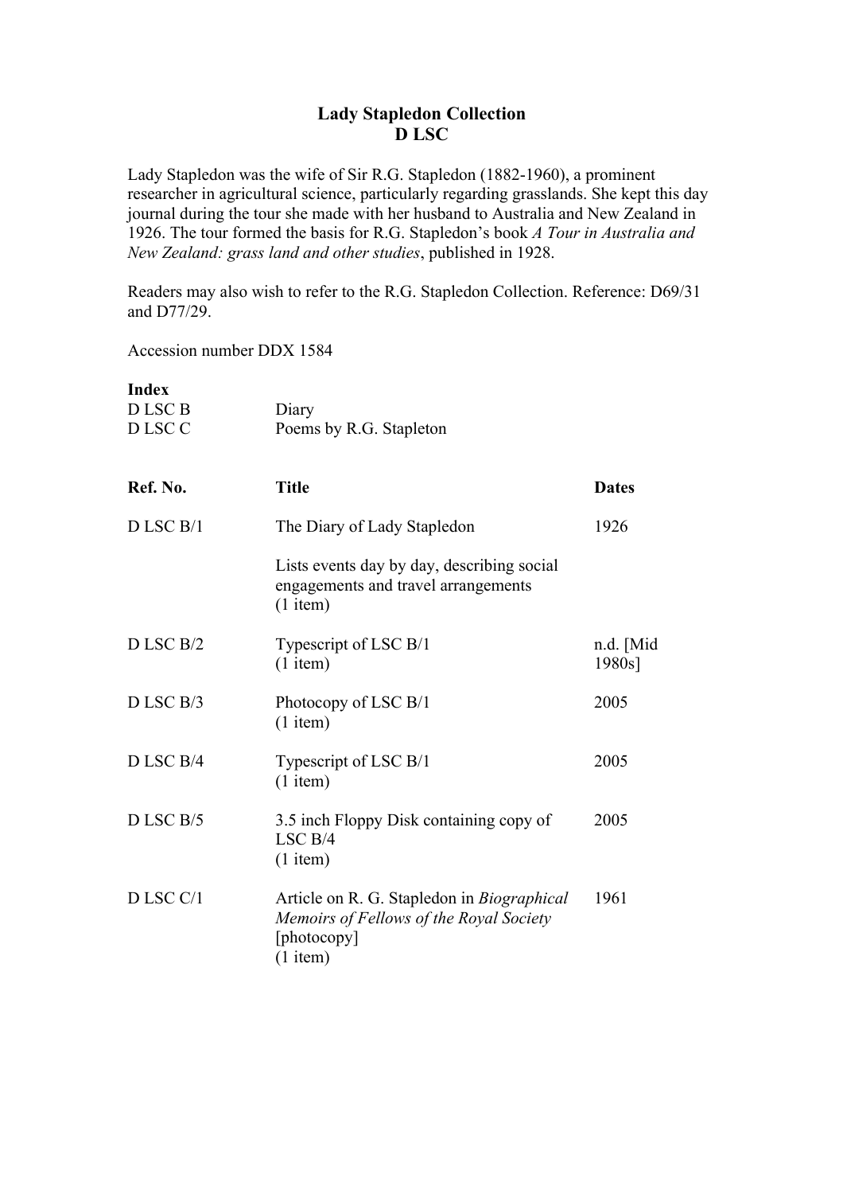# Lady Stapledon Collection
## D LSC

Lady Stapledon was the wife of Sir R.G. Stapledon (1882-1960), a prominent researcher in agricultural science, particularly regarding grasslands. She kept this day journal during the tour she made with her husband to Australia and New Zealand in 1926. The tour formed the basis for R.G. Stapledon's book *A Tour in Australia and New Zealand: grass land and other studies*, published in 1928.

Readers may also wish to refer to the R.G. Stapledon Collection. Reference: D69/31 and D77/29.

Accession number DDX 1584

**Index**

| | |
|---|---|
| D LSC B | Diary |
| D LSC C | Poems by R.G. Stapleton |

| Ref. No. | Title | Dates |
|---|---|---|
| D LSC B/1 | The Diary of Lady Stapledon<br><br>Lists events day by day, describing social engagements and travel arrangements<br>(1 item) | 1926 |
| D LSC B/2 | Typescript of LSC B/1<br>(1 item) | n.d. [Mid 1980s] |
| D LSC B/3 | Photocopy of LSC B/1<br>(1 item) | 2005 |
| D LSC B/4 | Typescript of LSC B/1<br>(1 item) | 2005 |
| D LSC B/5 | 3.5 inch Floppy Disk containing copy of LSC B/4<br>(1 item) | 2005 |
| D LSC C/1 | Article on R. G. Stapledon in *Biographical Memoirs of Fellows of the Royal Society* [photocopy]<br>(1 item) | 1961 |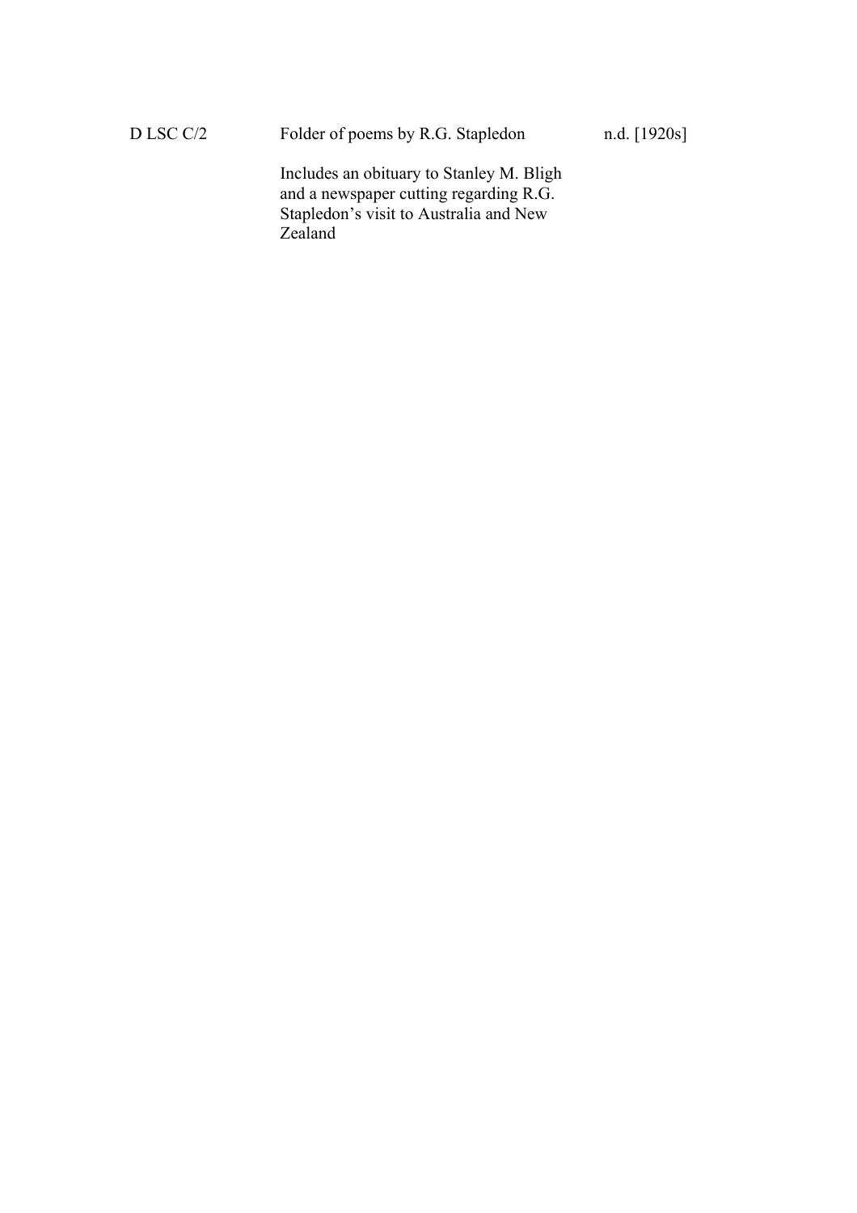| | | |
|---|---|---|
| D LSC C/2 | Folder of poems by R.G. Stapledon<br><br>Includes an obituary to Stanley M. Bligh and a newspaper cutting regarding R.G. Stapledon's visit to Australia and New Zealand | n.d. [1920s] |